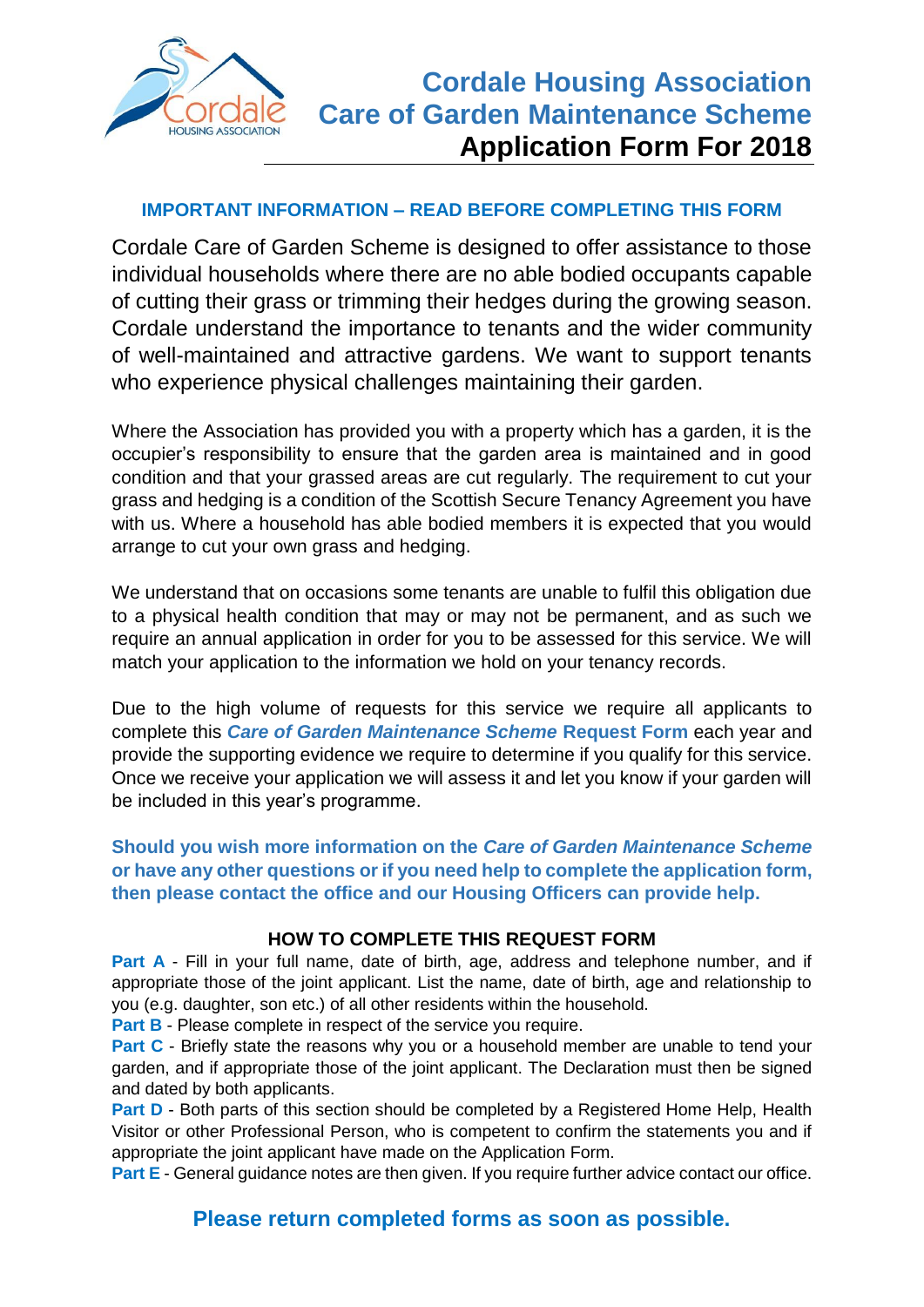# Cordale Housing Association
# Care of Garden Maintenance Scheme
# Application Form For 2018

**IMPORTANT INFORMATION – READ BEFORE COMPLETING THIS FORM**

Cordale Care of Garden Scheme is designed to offer assistance to those individual households where there are no able bodied occupants capable of cutting their grass or trimming their hedges during the growing season. Cordale understand the importance to tenants and the wider community of well-maintained and attractive gardens. We want to support tenants who experience physical challenges maintaining their garden.

Where the Association has provided you with a property which has a garden, it is the occupier's responsibility to ensure that the garden area is maintained and in good condition and that your grassed areas are cut regularly. The requirement to cut your grass and hedging is a condition of the Scottish Secure Tenancy Agreement you have with us. Where a household has able bodied members it is expected that you would arrange to cut your own grass and hedging.

We understand that on occasions some tenants are unable to fulfil this obligation due to a physical health condition that may or may not be permanent, and as such we require an annual application in order for you to be assessed for this service. We will match your application to the information we hold on your tenancy records.

Due to the high volume of requests for this service we require all applicants to complete this ***Care of Garden Maintenance Scheme* Request Form** each year and provide the supporting evidence we require to determine if you qualify for this service. Once we receive your application we will assess it and let you know if your garden will be included in this year's programme.

**Should you wish more information on the *Care of Garden Maintenance Scheme* or have any other questions or if you need help to complete the application form, then please contact the office and our Housing Officers can provide help.**

### HOW TO COMPLETE THIS REQUEST FORM

**Part A** - Fill in your full name, date of birth, age, address and telephone number, and if appropriate those of the joint applicant. List the name, date of birth, age and relationship to you (e.g. daughter, son etc.) of all other residents within the household.

**Part B** - Please complete in respect of the service you require.

**Part C** - Briefly state the reasons why you or a household member are unable to tend your garden, and if appropriate those of the joint applicant. The Declaration must then be signed and dated by both applicants.

**Part D** - Both parts of this section should be completed by a Registered Home Help, Health Visitor or other Professional Person, who is competent to confirm the statements you and if appropriate the joint applicant have made on the Application Form.

**Part E** - General guidance notes are then given. If you require further advice contact our office.

**Please return completed forms as soon as possible.**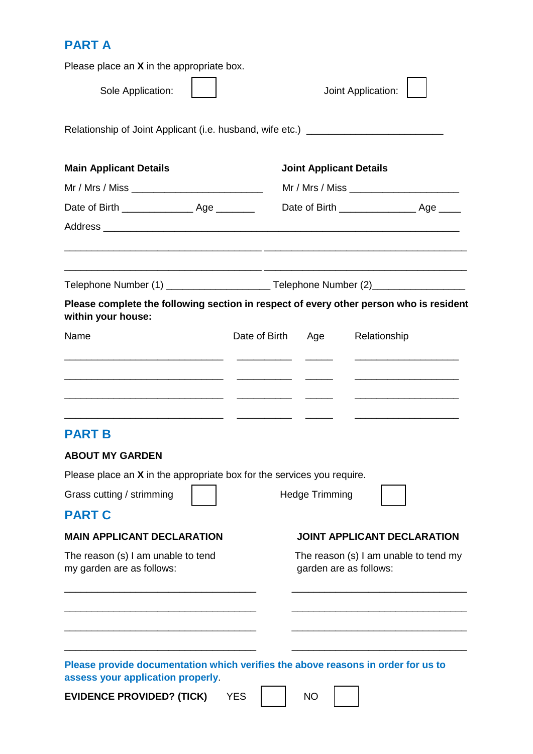## PART A

Please place an **X** in the appropriate box.

Sole Application: ☐ Joint Application: ☐

Relationship of Joint Applicant (i.e. husband, wife etc.) ________________________

**Main Applicant Details**

Mr / Mrs / Miss ________________________

Date of Birth _____________ Age _______

**Joint Applicant Details**

Mr / Mrs / Miss ____________________

Date of Birth ______________ Age ____

Address ________________________________________________________________

____________________________________ ____________________________________

____________________________________ ____________________________________

Telephone Number (1) __________________ Telephone Number (2)________________

**Please complete the following section in respect of every other person who is resident within your house:**

| Name | Date of Birth | Age | Relationship |
|---|---|---|---|
| | | | |
| | | | |
| | | | |
| | | | |

## PART B

**ABOUT MY GARDEN**

Please place an **X** in the appropriate box for the services you require.

Grass cutting / strimming ☐ Hedge Trimming ☐

## PART C

**MAIN APPLICANT DECLARATION**

The reason (s) I am unable to tend my garden are as follows:

___________________________________

___________________________________

___________________________________

___________________________________

**JOINT APPLICANT DECLARATION**

The reason (s) I am unable to tend my garden are as follows:

________________________________

________________________________

________________________________

________________________________

**Please provide documentation which verifies the above reasons in order for us to assess your application properly**.

**EVIDENCE PROVIDED? (TICK)** YES ☐ NO ☐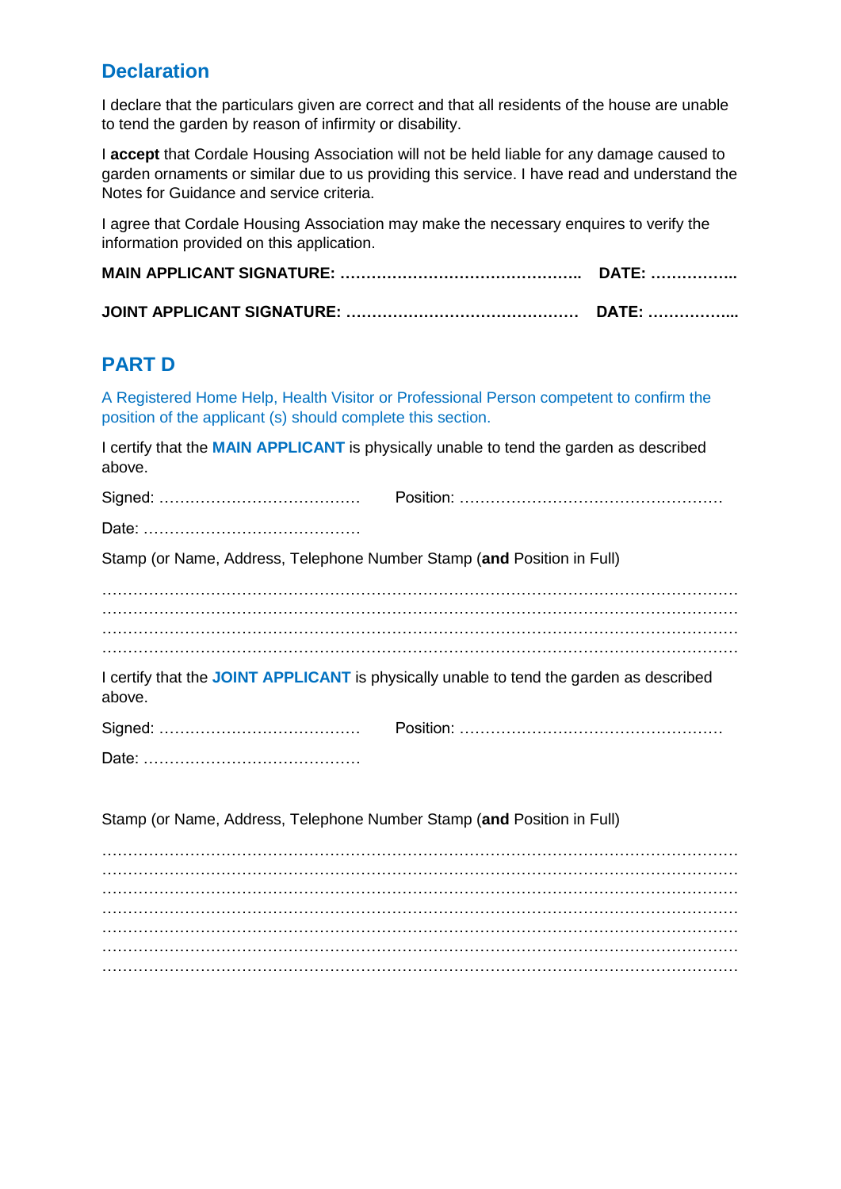## Declaration

I declare that the particulars given are correct and that all residents of the house are unable to tend the garden by reason of infirmity or disability.

I **accept** that Cordale Housing Association will not be held liable for any damage caused to garden ornaments or similar due to us providing this service. I have read and understand the Notes for Guidance and service criteria.

I agree that Cordale Housing Association may make the necessary enquires to verify the information provided on this application.

**MAIN APPLICANT SIGNATURE: ……………………………………….. DATE: ……………..**

**JOINT APPLICANT SIGNATURE: ……………………………………… DATE: ……………...**

## PART D

A Registered Home Help, Health Visitor or Professional Person competent to confirm the position of the applicant (s) should complete this section.

I certify that the **MAIN APPLICANT** is physically unable to tend the garden as described above.

Signed: ………………………………… Position: ……………………………………………

Date: ……………………………………

Stamp (or Name, Address, Telephone Number Stamp (**and** Position in Full)

……………………………………………………………………………………………………
……………………………………………………………………………………………………
……………………………………………………………………………………………………
……………………………………………………………………………………………………

I certify that the **JOINT APPLICANT** is physically unable to tend the garden as described above.

Signed: ………………………………… Position: ……………………………………………

Date: ……………………………………

Stamp (or Name, Address, Telephone Number Stamp (**and** Position in Full)

……………………………………………………………………………………………………
……………………………………………………………………………………………………
……………………………………………………………………………………………………
……………………………………………………………………………………………………
……………………………………………………………………………………………………
……………………………………………………………………………………………………
……………………………………………………………………………………………………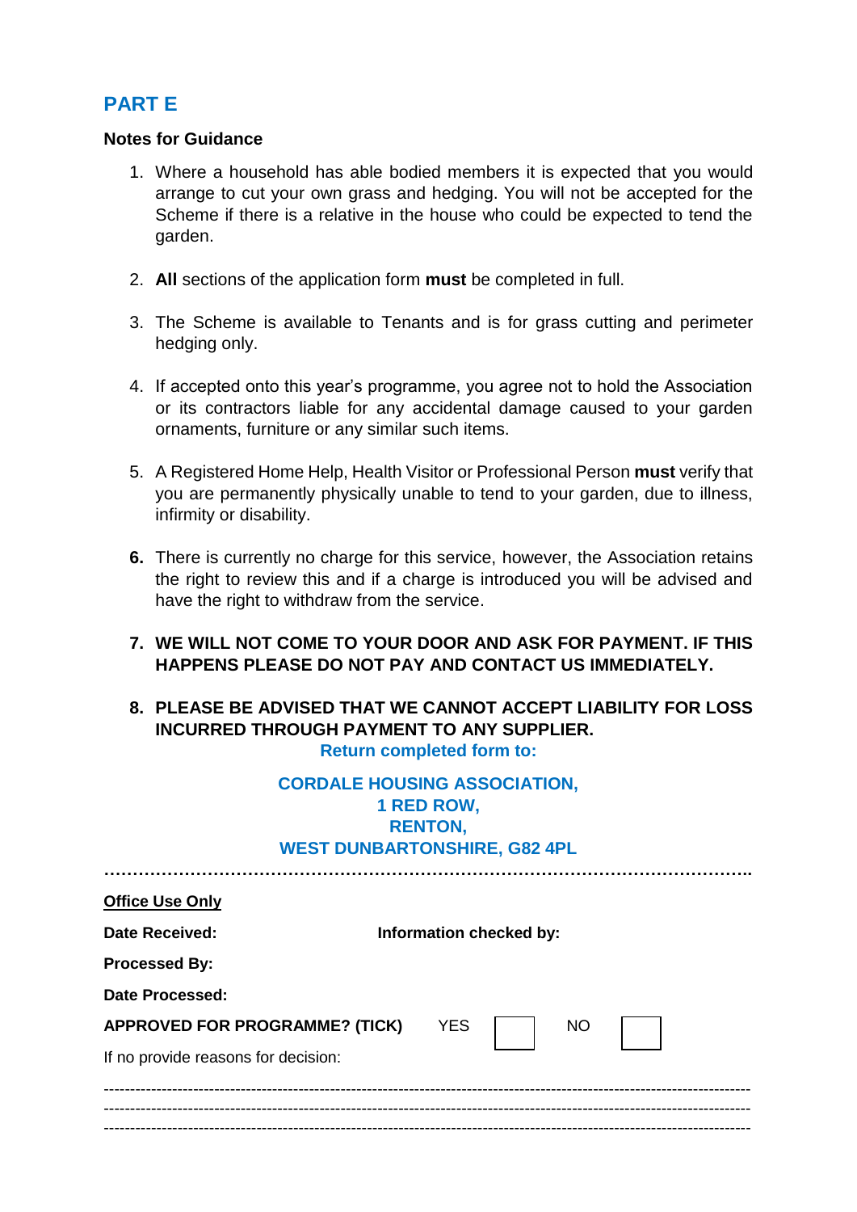## PART E

**Notes for Guidance**

1. Where a household has able bodied members it is expected that you would arrange to cut your own grass and hedging. You will not be accepted for the Scheme if there is a relative in the house who could be expected to tend the garden.

2. **All** sections of the application form **must** be completed in full.

3. The Scheme is available to Tenants and is for grass cutting and perimeter hedging only.

4. If accepted onto this year's programme, you agree not to hold the Association or its contractors liable for any accidental damage caused to your garden ornaments, furniture or any similar such items.

5. A Registered Home Help, Health Visitor or Professional Person **must** verify that you are permanently physically unable to tend to your garden, due to illness, infirmity or disability.

6. There is currently no charge for this service, however, the Association retains the right to review this and if a charge is introduced you will be advised and have the right to withdraw from the service.

7. **WE WILL NOT COME TO YOUR DOOR AND ASK FOR PAYMENT. IF THIS HAPPENS PLEASE DO NOT PAY AND CONTACT US IMMEDIATELY.**

8. **PLEASE BE ADVISED THAT WE CANNOT ACCEPT LIABILITY FOR LOSS INCURRED THROUGH PAYMENT TO ANY SUPPLIER.**

**Return completed form to:**

**CORDALE HOUSING ASSOCIATION,**
**1 RED ROW,**
**RENTON,**
**WEST DUNBARTONSHIRE, G82 4PL**

…………………………………………………………………………………………………..

**Office Use Only**

**Date Received:** **Information checked by:**

**Processed By:**

**Date Processed:**

**APPROVED FOR PROGRAMME? (TICK)** YES ☐ NO ☐

If no provide reasons for decision:

---------------------------------------------------------------------------------------------------------------------

---------------------------------------------------------------------------------------------------------------------

---------------------------------------------------------------------------------------------------------------------